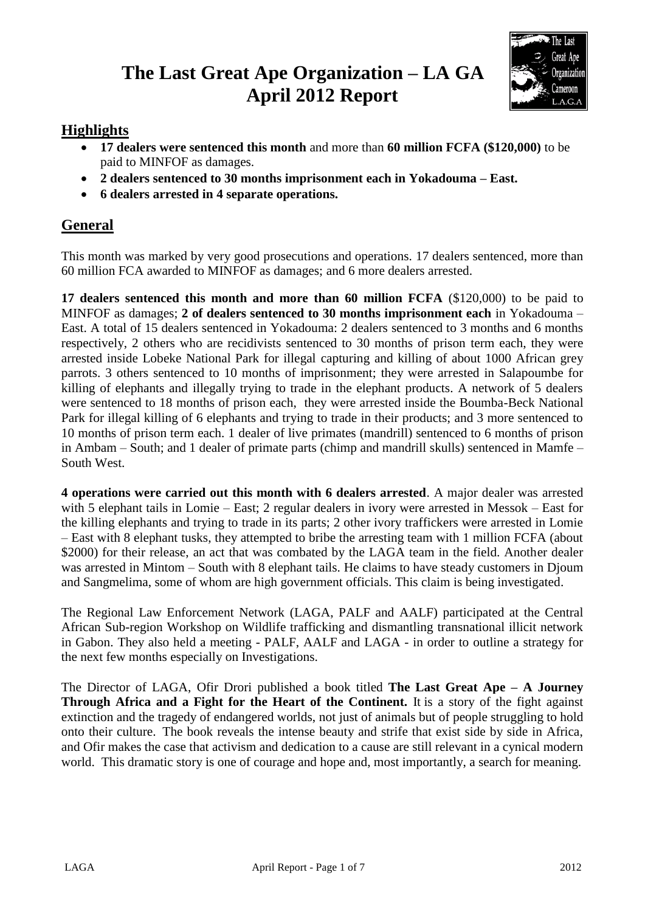# The Last Great Ape Organization – LA GA
# April 2012 Report

## Highlights

- **17 dealers were sentenced this month** and more than **60 million FCFA ($120,000)** to be paid to MINFOF as damages.
- **2 dealers sentenced to 30 months imprisonment each in Yokadouma – East.**
- **6 dealers arrested in 4 separate operations.**

## General

This month was marked by very good prosecutions and operations. 17 dealers sentenced, more than 60 million FCA awarded to MINFOF as damages; and 6 more dealers arrested.

**17 dealers sentenced this month and more than 60 million FCFA** ($120,000) to be paid to MINFOF as damages; **2 of dealers sentenced to 30 months imprisonment each** in Yokadouma – East. A total of 15 dealers sentenced in Yokadouma: 2 dealers sentenced to 3 months and 6 months respectively, 2 others who are recidivists sentenced to 30 months of prison term each, they were arrested inside Lobeke National Park for illegal capturing and killing of about 1000 African grey parrots. 3 others sentenced to 10 months of imprisonment; they were arrested in Salapoumbe for killing of elephants and illegally trying to trade in the elephant products. A network of 5 dealers were sentenced to 18 months of prison each, they were arrested inside the Boumba-Beck National Park for illegal killing of 6 elephants and trying to trade in their products; and 3 more sentenced to 10 months of prison term each. 1 dealer of live primates (mandrill) sentenced to 6 months of prison in Ambam – South; and 1 dealer of primate parts (chimp and mandrill skulls) sentenced in Mamfe – South West.

**4 operations were carried out this month with 6 dealers arrested**. A major dealer was arrested with 5 elephant tails in Lomie – East; 2 regular dealers in ivory were arrested in Messok – East for the killing elephants and trying to trade in its parts; 2 other ivory traffickers were arrested in Lomie – East with 8 elephant tusks, they attempted to bribe the arresting team with 1 million FCFA (about $2000) for their release, an act that was combated by the LAGA team in the field. Another dealer was arrested in Mintom – South with 8 elephant tails. He claims to have steady customers in Djoum and Sangmelima, some of whom are high government officials. This claim is being investigated.

The Regional Law Enforcement Network (LAGA, PALF and AALF) participated at the Central African Sub-region Workshop on Wildlife trafficking and dismantling transnational illicit network in Gabon. They also held a meeting - PALF, AALF and LAGA - in order to outline a strategy for the next few months especially on Investigations.

The Director of LAGA, Ofir Drori published a book titled **The Last Great Ape – A Journey Through Africa and a Fight for the Heart of the Continent.** It is a story of the fight against extinction and the tragedy of endangered worlds, not just of animals but of people struggling to hold onto their culture. The book reveals the intense beauty and strife that exist side by side in Africa, and Ofir makes the case that activism and dedication to a cause are still relevant in a cynical modern world. This dramatic story is one of courage and hope and, most importantly, a search for meaning.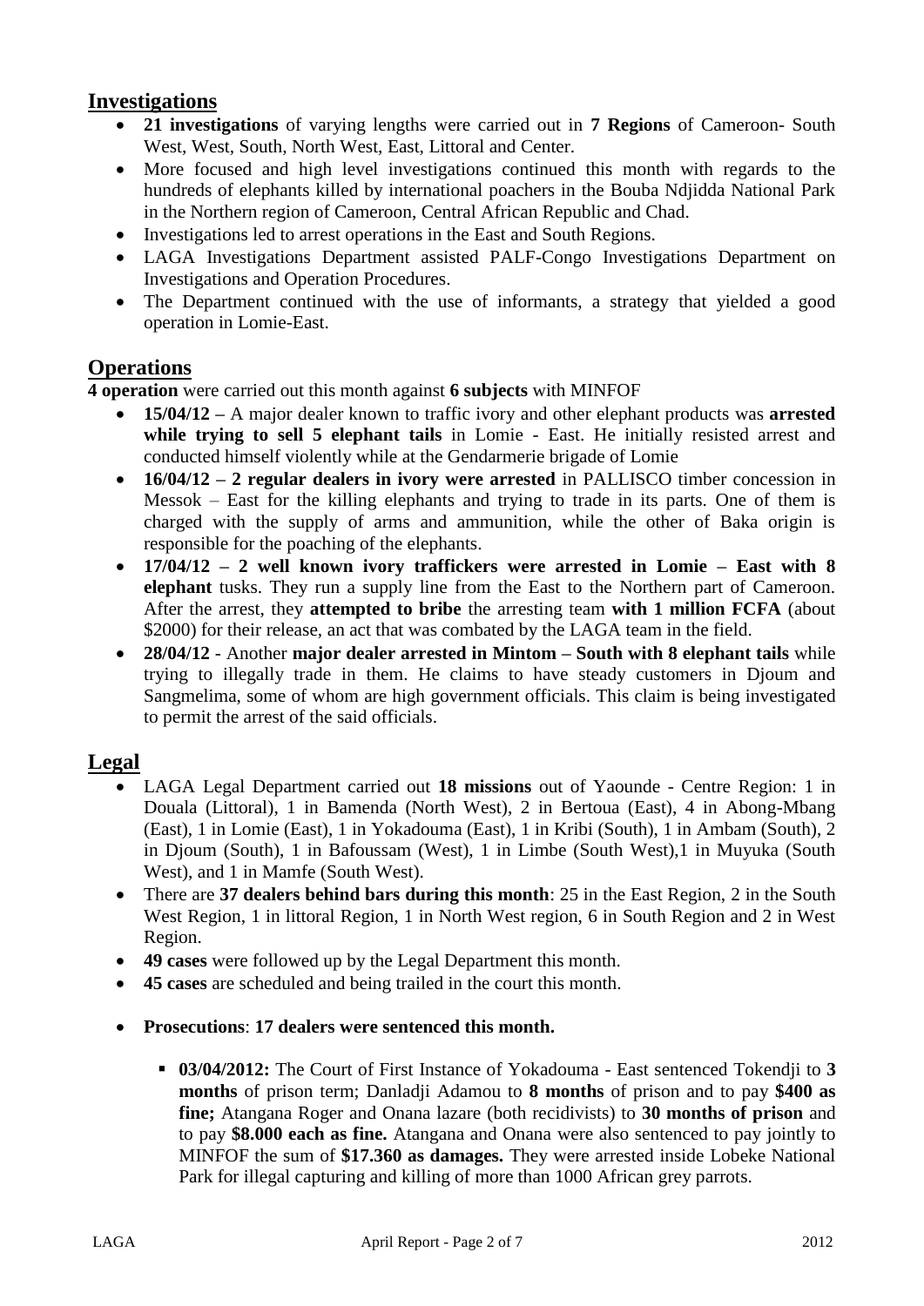## Investigations

- **21 investigations** of varying lengths were carried out in **7 Regions** of Cameroon- South West, West, South, North West, East, Littoral and Center.
- More focused and high level investigations continued this month with regards to the hundreds of elephants killed by international poachers in the Bouba Ndjidda National Park in the Northern region of Cameroon, Central African Republic and Chad.
- Investigations led to arrest operations in the East and South Regions.
- LAGA Investigations Department assisted PALF-Congo Investigations Department on Investigations and Operation Procedures.
- The Department continued with the use of informants, a strategy that yielded a good operation in Lomie-East.

## Operations

**4 operation** were carried out this month against **6 subjects** with MINFOF

- **15/04/12 –** A major dealer known to traffic ivory and other elephant products was **arrested while trying to sell 5 elephant tails** in Lomie - East. He initially resisted arrest and conducted himself violently while at the Gendarmerie brigade of Lomie
- **16/04/12 – 2 regular dealers in ivory were arrested** in PALLISCO timber concession in Messok – East for the killing elephants and trying to trade in its parts. One of them is charged with the supply of arms and ammunition, while the other of Baka origin is responsible for the poaching of the elephants.
- **17/04/12 – 2 well known ivory traffickers were arrested in Lomie – East with 8 elephant** tusks. They run a supply line from the East to the Northern part of Cameroon. After the arrest, they **attempted to bribe** the arresting team **with 1 million FCFA** (about $2000) for their release, an act that was combated by the LAGA team in the field.
- **28/04/12** - Another **major dealer arrested in Mintom – South with 8 elephant tails** while trying to illegally trade in them. He claims to have steady customers in Djoum and Sangmelima, some of whom are high government officials. This claim is being investigated to permit the arrest of the said officials.

## Legal

- LAGA Legal Department carried out **18 missions** out of Yaounde - Centre Region: 1 in Douala (Littoral), 1 in Bamenda (North West), 2 in Bertoua (East), 4 in Abong-Mbang (East), 1 in Lomie (East), 1 in Yokadouma (East), 1 in Kribi (South), 1 in Ambam (South), 2 in Djoum (South), 1 in Bafoussam (West), 1 in Limbe (South West),1 in Muyuka (South West), and 1 in Mamfe (South West).
- There are **37 dealers behind bars during this month**: 25 in the East Region, 2 in the South West Region, 1 in littoral Region, 1 in North West region, 6 in South Region and 2 in West Region.
- **49 cases** were followed up by the Legal Department this month.
- **45 cases** are scheduled and being trailed in the court this month.
- **Prosecutions**: **17 dealers were sentenced this month.**
  - **03/04/2012:** The Court of First Instance of Yokadouma - East sentenced Tokendji to **3 months** of prison term; Danladji Adamou to **8 months** of prison and to pay **$400 as fine;** Atangana Roger and Onana lazare (both recidivists) to **30 months of prison** and to pay **$8.000 each as fine.** Atangana and Onana were also sentenced to pay jointly to MINFOF the sum of **$17.360 as damages.** They were arrested inside Lobeke National Park for illegal capturing and killing of more than 1000 African grey parrots.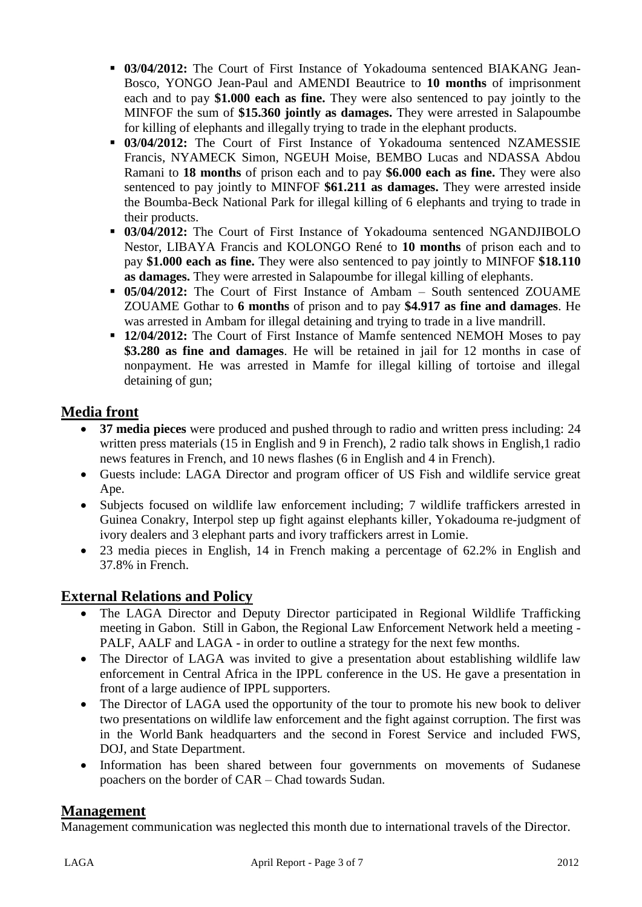- **03/04/2012:** The Court of First Instance of Yokadouma sentenced BIAKANG Jean-Bosco, YONGO Jean-Paul and AMENDI Beautrice to **10 months** of imprisonment each and to pay **$1.000 each as fine.** They were also sentenced to pay jointly to the MINFOF the sum of **$15.360 jointly as damages.** They were arrested in Salapoumbe for killing of elephants and illegally trying to trade in the elephant products.
- **03/04/2012:** The Court of First Instance of Yokadouma sentenced NZAMESSIE Francis, NYAMECK Simon, NGEUH Moise, BEMBO Lucas and NDASSA Abdou Ramani to **18 months** of prison each and to pay **$6.000 each as fine.** They were also sentenced to pay jointly to MINFOF **$61.211 as damages.** They were arrested inside the Boumba-Beck National Park for illegal killing of 6 elephants and trying to trade in their products.
- **03/04/2012:** The Court of First Instance of Yokadouma sentenced NGANDJIBOLO Nestor, LIBAYA Francis and KOLONGO René to **10 months** of prison each and to pay **$1.000 each as fine.** They were also sentenced to pay jointly to MINFOF **$18.110 as damages.** They were arrested in Salapoumbe for illegal killing of elephants.
- **05/04/2012:** The Court of First Instance of Ambam – South sentenced ZOUAME ZOUAME Gothar to **6 months** of prison and to pay **$4.917 as fine and damages**. He was arrested in Ambam for illegal detaining and trying to trade in a live mandrill.
- **12/04/2012:** The Court of First Instance of Mamfe sentenced NEMOH Moses to pay **$3.280 as fine and damages**. He will be retained in jail for 12 months in case of nonpayment. He was arrested in Mamfe for illegal killing of tortoise and illegal detaining of gun;

## Media front

- **37 media pieces** were produced and pushed through to radio and written press including: 24 written press materials (15 in English and 9 in French), 2 radio talk shows in English,1 radio news features in French, and 10 news flashes (6 in English and 4 in French).
- Guests include: LAGA Director and program officer of US Fish and wildlife service great Ape.
- Subjects focused on wildlife law enforcement including; 7 wildlife traffickers arrested in Guinea Conakry, Interpol step up fight against elephants killer, Yokadouma re-judgment of ivory dealers and 3 elephant parts and ivory traffickers arrest in Lomie.
- 23 media pieces in English, 14 in French making a percentage of 62.2% in English and 37.8% in French.

## External Relations and Policy

- The LAGA Director and Deputy Director participated in Regional Wildlife Trafficking meeting in Gabon. Still in Gabon, the Regional Law Enforcement Network held a meeting - PALF, AALF and LAGA - in order to outline a strategy for the next few months.
- The Director of LAGA was invited to give a presentation about establishing wildlife law enforcement in Central Africa in the IPPL conference in the US. He gave a presentation in front of a large audience of IPPL supporters.
- The Director of LAGA used the opportunity of the tour to promote his new book to deliver two presentations on wildlife law enforcement and the fight against corruption. The first was in the World Bank headquarters and the second in Forest Service and included FWS, DOJ, and State Department.
- Information has been shared between four governments on movements of Sudanese poachers on the border of CAR – Chad towards Sudan.

## Management

Management communication was neglected this month due to international travels of the Director.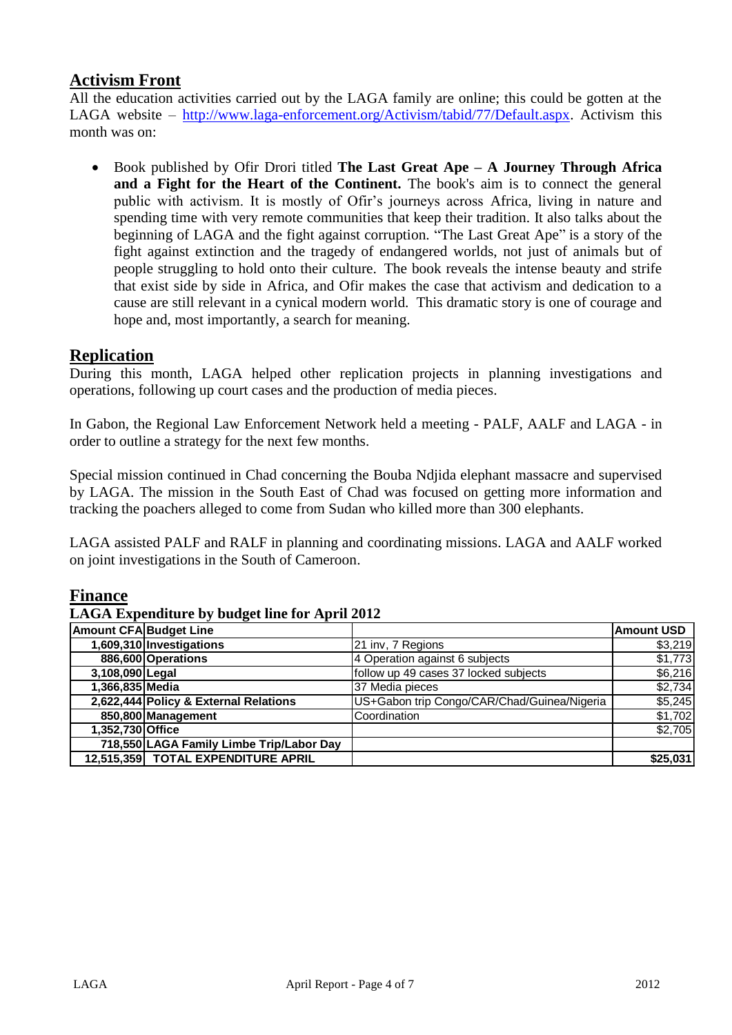## Activism Front

All the education activities carried out by the LAGA family are online; this could be gotten at the LAGA website – http://www.laga-enforcement.org/Activism/tabid/77/Default.aspx. Activism this month was on:

- Book published by Ofir Drori titled **The Last Great Ape – A Journey Through Africa and a Fight for the Heart of the Continent.** The book's aim is to connect the general public with activism. It is mostly of Ofir's journeys across Africa, living in nature and spending time with very remote communities that keep their tradition. It also talks about the beginning of LAGA and the fight against corruption. "The Last Great Ape" is a story of the fight against extinction and the tragedy of endangered worlds, not just of animals but of people struggling to hold onto their culture. The book reveals the intense beauty and strife that exist side by side in Africa, and Ofir makes the case that activism and dedication to a cause are still relevant in a cynical modern world. This dramatic story is one of courage and hope and, most importantly, a search for meaning.

## Replication

During this month, LAGA helped other replication projects in planning investigations and operations, following up court cases and the production of media pieces.

In Gabon, the Regional Law Enforcement Network held a meeting - PALF, AALF and LAGA - in order to outline a strategy for the next few months.

Special mission continued in Chad concerning the Bouba Ndjida elephant massacre and supervised by LAGA. The mission in the South East of Chad was focused on getting more information and tracking the poachers alleged to come from Sudan who killed more than 300 elephants.

LAGA assisted PALF and RALF in planning and coordinating missions. LAGA and AALF worked on joint investigations in the South of Cameroon.

## Finance

**LAGA Expenditure by budget line for April 2012**

| Amount CFA | Budget Line | | Amount USD |
|---|---|---|---|
| 1,609,310 | Investigations | 21 inv, 7 Regions | $3,219 |
| 886,600 | Operations | 4 Operation against 6 subjects | $1,773 |
| 3,108,090 | Legal | follow up 49 cases 37 locked subjects | $6,216 |
| 1,366,835 | Media | 37 Media pieces | $2,734 |
| 2,622,444 | Policy & External Relations | US+Gabon trip Congo/CAR/Chad/Guinea/Nigeria | $5,245 |
| 850,800 | Management | Coordination | $1,702 |
| 1,352,730 | Office | | $2,705 |
| 718,550 | LAGA Family Limbe Trip/Labor Day | | |
| 12,515,359 | TOTAL EXPENDITURE APRIL | | $25,031 |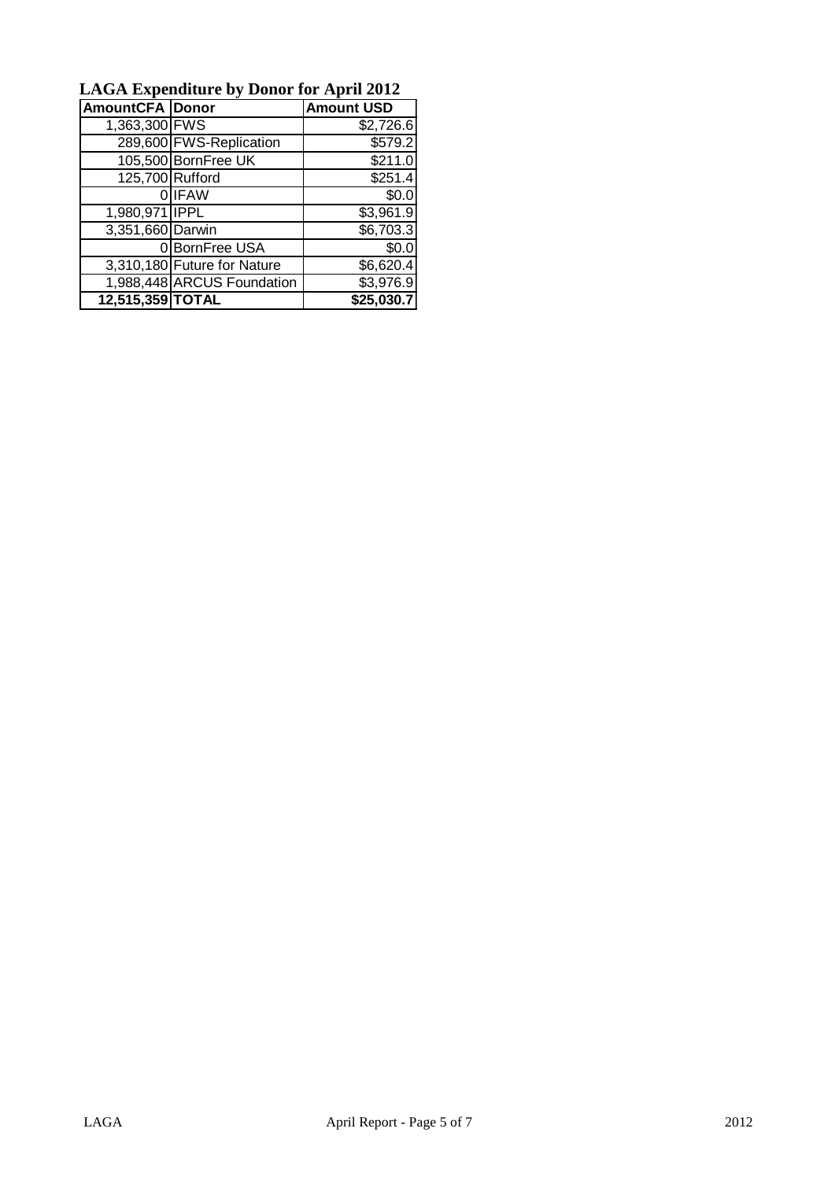**LAGA Expenditure by Donor for April 2012**

| AmountCFA | Donor | Amount USD |
|---|---|---|
| 1,363,300 | FWS | $2,726.6 |
| 289,600 | FWS-Replication | $579.2 |
| 105,500 | BornFree UK | $211.0 |
| 125,700 | Rufford | $251.4 |
| 0 | IFAW | $0.0 |
| 1,980,971 | IPPL | $3,961.9 |
| 3,351,660 | Darwin | $6,703.3 |
| 0 | BornFree USA | $0.0 |
| 3,310,180 | Future for Nature | $6,620.4 |
| 1,988,448 | ARCUS Foundation | $3,976.9 |
| **12,515,359** | **TOTAL** | **$25,030.7** |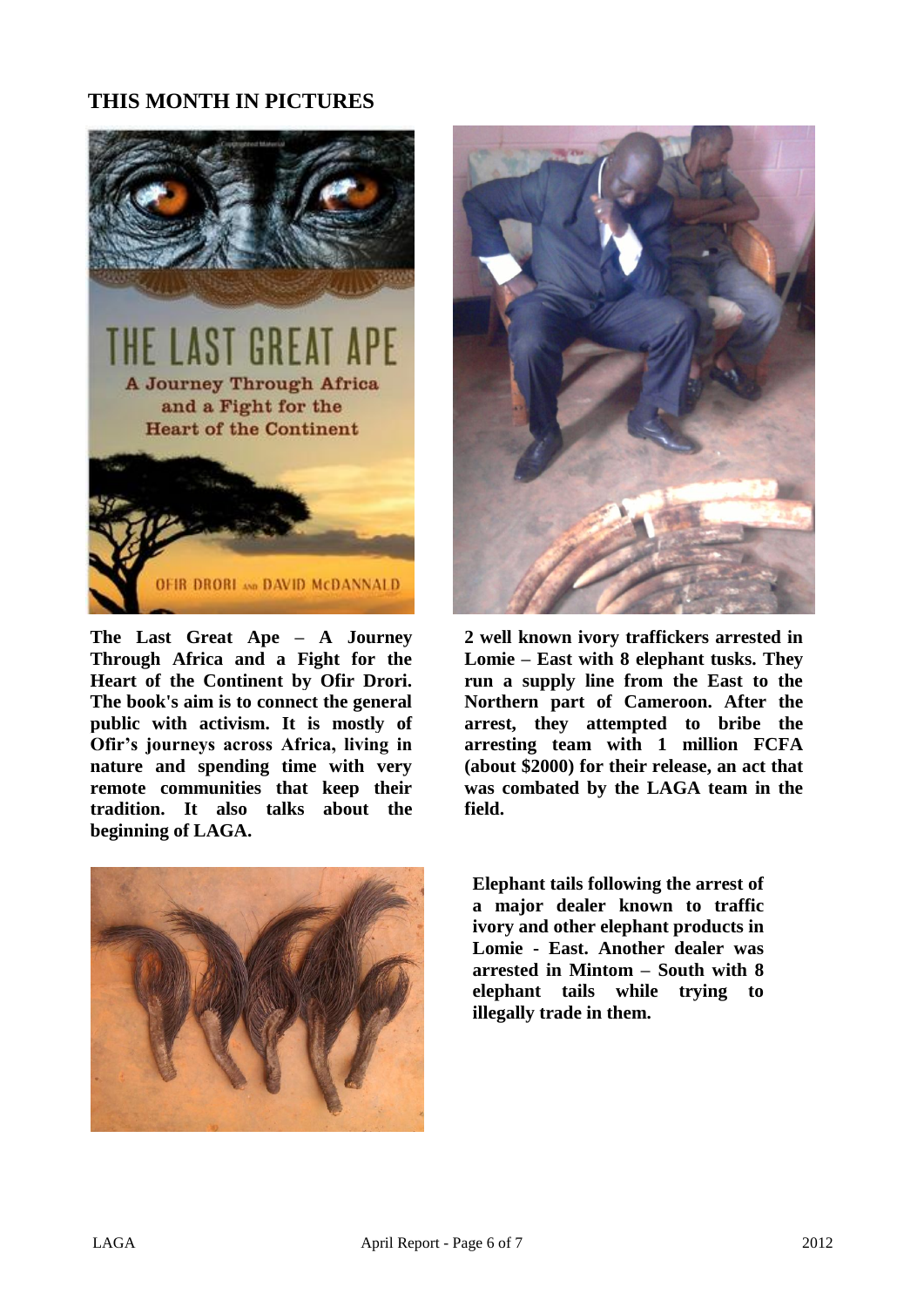## THIS MONTH IN PICTURES

**The Last Great Ape – A Journey Through Africa and a Fight for the Heart of the Continent by Ofir Drori. The book's aim is to connect the general public with activism. It is mostly of Ofir's journeys across Africa, living in nature and spending time with very remote communities that keep their tradition. It also talks about the beginning of LAGA.**

**2 well known ivory traffickers arrested in Lomie – East with 8 elephant tusks. They run a supply line from the East to the Northern part of Cameroon. After the arrest, they attempted to bribe the arresting team with 1 million FCFA (about $2000) for their release, an act that was combated by the LAGA team in the field.**

**Elephant tails following the arrest of a major dealer known to traffic ivory and other elephant products in Lomie - East. Another dealer was arrested in Mintom – South with 8 elephant tails while trying to illegally trade in them.**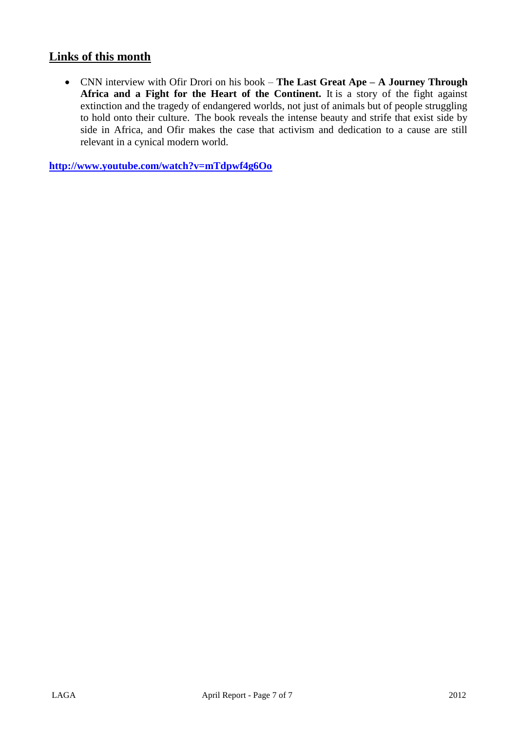## Links of this month

- CNN interview with Ofir Drori on his book – **The Last Great Ape – A Journey Through Africa and a Fight for the Heart of the Continent.** It is a story of the fight against extinction and the tragedy of endangered worlds, not just of animals but of people struggling to hold onto their culture. The book reveals the intense beauty and strife that exist side by side in Africa, and Ofir makes the case that activism and dedication to a cause are still relevant in a cynical modern world.

**http://www.youtube.com/watch?v=mTdpwf4g6Oo**